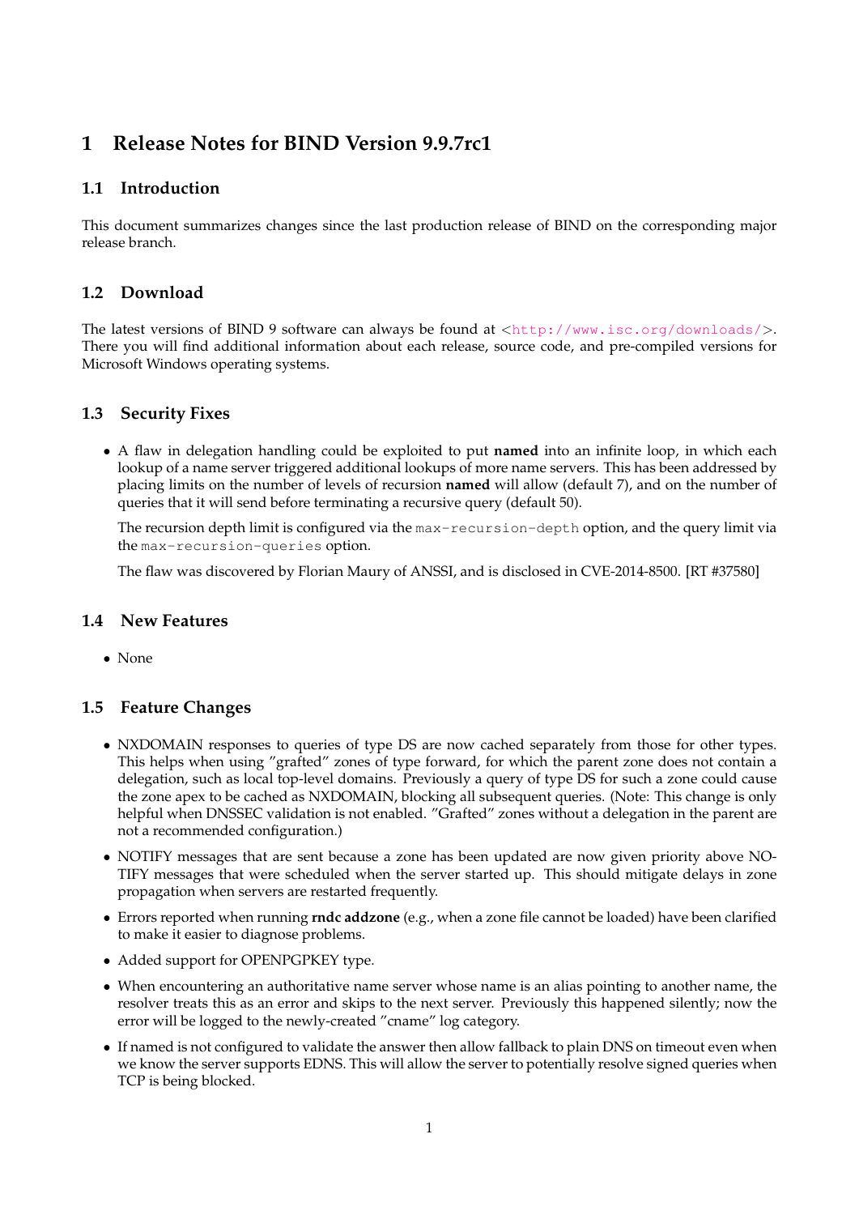# 1 Release Notes for BIND Version 9.9.7rc1

## 1.1 Introduction

This document summarizes changes since the last production release of BIND on the corresponding major release branch.

## 1.2 Download

The latest versions of BIND 9 software can always be found at <http://www.isc.org/downloads/>. There you will find additional information about each release, source code, and pre-compiled versions for Microsoft Windows operating systems.

## 1.3 Security Fixes

- A flaw in delegation handling could be exploited to put **named** into an infinite loop, in which each lookup of a name server triggered additional lookups of more name servers. This has been addressed by placing limits on the number of levels of recursion **named** will allow (default 7), and on the number of queries that it will send before terminating a recursive query (default 50).

  The recursion depth limit is configured via the `max-recursion-depth` option, and the query limit via the `max-recursion-queries` option.

  The flaw was discovered by Florian Maury of ANSSI, and is disclosed in CVE-2014-8500. [RT #37580]

## 1.4 New Features

- None

## 1.5 Feature Changes

- NXDOMAIN responses to queries of type DS are now cached separately from those for other types. This helps when using "grafted" zones of type forward, for which the parent zone does not contain a delegation, such as local top-level domains. Previously a query of type DS for such a zone could cause the zone apex to be cached as NXDOMAIN, blocking all subsequent queries. (Note: This change is only helpful when DNSSEC validation is not enabled. "Grafted" zones without a delegation in the parent are not a recommended configuration.)
- NOTIFY messages that are sent because a zone has been updated are now given priority above NOTIFY messages that were scheduled when the server started up. This should mitigate delays in zone propagation when servers are restarted frequently.
- Errors reported when running **rndc addzone** (e.g., when a zone file cannot be loaded) have been clarified to make it easier to diagnose problems.
- Added support for OPENPGPKEY type.
- When encountering an authoritative name server whose name is an alias pointing to another name, the resolver treats this as an error and skips to the next server. Previously this happened silently; now the error will be logged to the newly-created "cname" log category.
- If named is not configured to validate the answer then allow fallback to plain DNS on timeout even when we know the server supports EDNS. This will allow the server to potentially resolve signed queries when TCP is being blocked.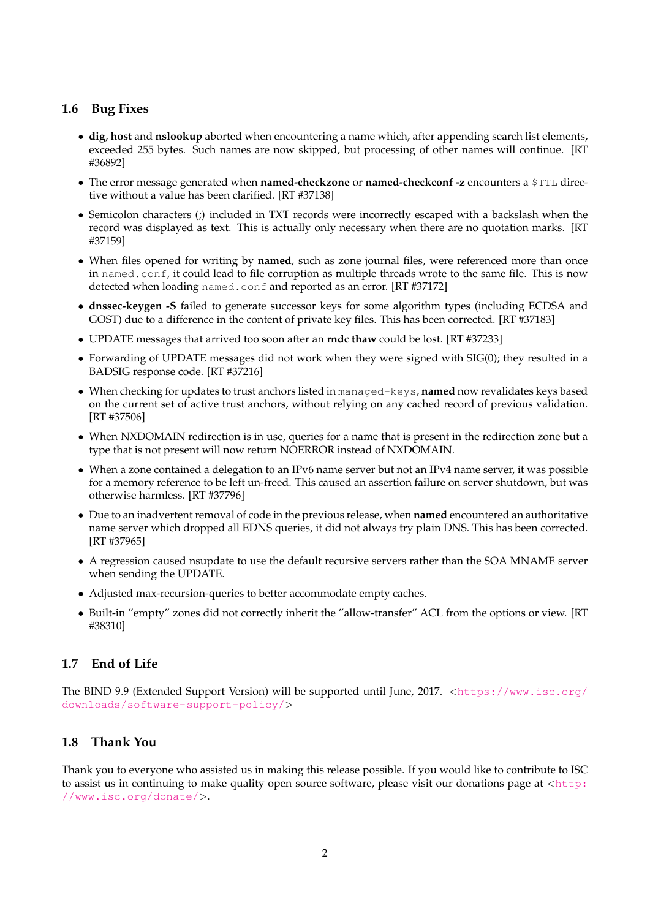## 1.6 Bug Fixes

- **dig**, **host** and **nslookup** aborted when encountering a name which, after appending search list elements, exceeded 255 bytes. Such names are now skipped, but processing of other names will continue. [RT #36892]
- The error message generated when **named-checkzone** or **named-checkconf -z** encounters a `$TTL` directive without a value has been clarified. [RT #37138]
- Semicolon characters (;) included in TXT records were incorrectly escaped with a backslash when the record was displayed as text. This is actually only necessary when there are no quotation marks. [RT #37159]
- When files opened for writing by **named**, such as zone journal files, were referenced more than once in `named.conf`, it could lead to file corruption as multiple threads wrote to the same file. This is now detected when loading `named.conf` and reported as an error. [RT #37172]
- **dnssec-keygen -S** failed to generate successor keys for some algorithm types (including ECDSA and GOST) due to a difference in the content of private key files. This has been corrected. [RT #37183]
- UPDATE messages that arrived too soon after an **rndc thaw** could be lost. [RT #37233]
- Forwarding of UPDATE messages did not work when they were signed with SIG(0); they resulted in a BADSIG response code. [RT #37216]
- When checking for updates to trust anchors listed in `managed-keys`, **named** now revalidates keys based on the current set of active trust anchors, without relying on any cached record of previous validation. [RT #37506]
- When NXDOMAIN redirection is in use, queries for a name that is present in the redirection zone but a type that is not present will now return NOERROR instead of NXDOMAIN.
- When a zone contained a delegation to an IPv6 name server but not an IPv4 name server, it was possible for a memory reference to be left un-freed. This caused an assertion failure on server shutdown, but was otherwise harmless. [RT #37796]
- Due to an inadvertent removal of code in the previous release, when **named** encountered an authoritative name server which dropped all EDNS queries, it did not always try plain DNS. This has been corrected. [RT #37965]
- A regression caused nsupdate to use the default recursive servers rather than the SOA MNAME server when sending the UPDATE.
- Adjusted max-recursion-queries to better accommodate empty caches.
- Built-in "empty" zones did not correctly inherit the "allow-transfer" ACL from the options or view. [RT #38310]

## 1.7 End of Life

The BIND 9.9 (Extended Support Version) will be supported until June, 2017. <https://www.isc.org/downloads/software-support-policy/>

## 1.8 Thank You

Thank you to everyone who assisted us in making this release possible. If you would like to contribute to ISC to assist us in continuing to make quality open source software, please visit our donations page at <http://www.isc.org/donate/>.